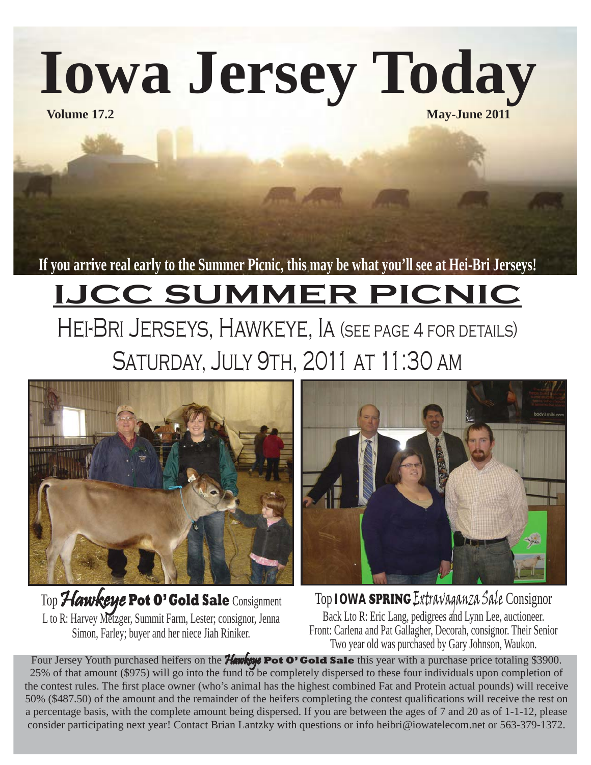# Iowa Jersey Today

**Volume 17.2** **May-June 2011**

**If you arrive real early to the Summer Picnic, this may be what you'll see at Hei-Bri Jerseys!**

## IJCC SUMMER PICNIC

### Hei-Bri Jerseys, Hawkeye, IA (see page 4 for details)

### Saturday, July 9th, 2011 at 11:30 AM

Top *Hawkeye* **Pot O' Gold Sale** Consignment
L to R: Harvey Metzger, Summit Farm, Lester; consignor, Jenna Simon, Farley; buyer and her niece Jiah Riniker.

Top **IOWA SPRING** *Extravaganza Sale* Consignor
Back Lto R: Eric Lang, pedigrees and Lynn Lee, auctioneer. Front: Carlena and Pat Gallagher, Decorah, consignor. Their Senior Two year old was purchased by Gary Johnson, Waukon.

Four Jersey Youth purchased heifers on the *Hawkeye* **Pot O' Gold Sale** this year with a purchase price totaling $3900. 25% of that amount ($975) will go into the fund to be completely dispersed to these four individuals upon completion of the contest rules. The first place owner (who's animal has the highest combined Fat and Protein actual pounds) will receive 50% ($487.50) of the amount and the remainder of the heifers completing the contest qualifications will receive the rest on a percentage basis, with the complete amount being dispersed. If you are between the ages of 7 and 20 as of 1-1-12, please consider participating next year! Contact Brian Lantzky with questions or info heibri@iowatelecom.net or 563-379-1372.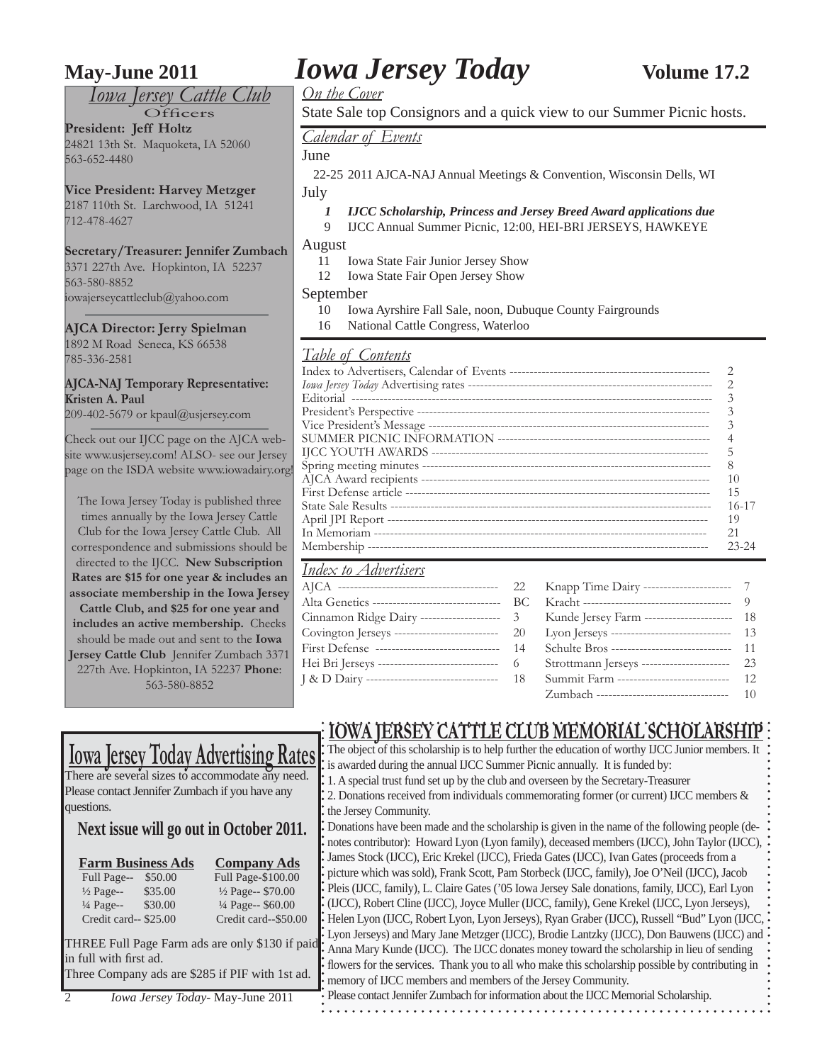# Iowa Jersey Today

May-June 2011 — Volume 17.2

## Iowa Jersey Cattle Club

Officers

**President: Jeff Holtz**
24821 13th St. Maquoketa, IA 52060
563-652-4480

**Vice President: Harvey Metzger**
2187 110th St. Larchwood, IA 51241
712-478-4627

**Secretary/Treasurer: Jennifer Zumbach**
3371 227th Ave. Hopkinton, IA 52237
563-580-8852
iowajerseycattleclub@yahoo.com

**AJCA Director: Jerry Spielman**
1892 M Road Seneca, KS 66538
785-336-2581

**AJCA-NAJ Temporary Representative: Kristen A. Paul**
209-402-5679 or kpaul@usjersey.com

Check out our IJCC page on the AJCA website www.usjersey.com! ALSO- see our Jersey page on the ISDA website www.iowadairy.org!

The Iowa Jersey Today is published three times annually by the Iowa Jersey Cattle Club for the Iowa Jersey Cattle Club. All correspondence and submissions should be directed to the IJCC. **New Subscription Rates are $15 for one year & includes an associate membership in the Iowa Jersey Cattle Club, and $25 for one year and includes an active membership.** Checks should be made out and sent to the **Iowa Jersey Cattle Club** Jennifer Zumbach 3371 227th Ave. Hopkinton, IA 52237 **Phone**: 563-580-8852

## *On the Cover*

State Sale top Consignors and a quick view to our Summer Picnic hosts.

## *Calendar of Events*

**June**

22-25 2011 AJCA-NAJ Annual Meetings & Convention, Wisconsin Dells, WI

**July**

***1 IJCC Scholarship, Princess and Jersey Breed Award applications due***

9 IJCC Annual Summer Picnic, 12:00, HEI-BRI JERSEYS, HAWKEYE

**August**

11 Iowa State Fair Junior Jersey Show

12 Iowa State Fair Open Jersey Show

**September**

10 Iowa Ayrshire Fall Sale, noon, Dubuque County Fairgrounds

16 National Cattle Congress, Waterloo

## *Table of Contents*

| | |
|---|---|
| Index to Advertisers, Calendar of Events | 2 |
| *Iowa Jersey Today* Advertising rates | 2 |
| Editorial | 3 |
| President's Perspective | 3 |
| Vice President's Message | 3 |
| SUMMER PICNIC INFORMATION | 4 |
| IJCC YOUTH AWARDS | 5 |
| Spring meeting minutes | 8 |
| AJCA Award recipients | 10 |
| First Defense article | 15 |
| State Sale Results | 16-17 |
| April JPI Report | 19 |
| In Memoriam | 21 |
| Membership | 23-24 |

## *Index to Advertisers*

| | | | |
|---|---|---|---|
| AJCA | 22 | Knapp Time Dairy | 7 |
| Alta Genetics | BC | Kracht | 9 |
| Cinnamon Ridge Dairy | 3 | Kunde Jersey Farm | 18 |
| Covington Jerseys | 20 | Lyon Jerseys | 13 |
| First Defense | 14 | Schulte Bros | 11 |
| Hei Bri Jerseys | 6 | Strottmann Jerseys | 23 |
| J & D Dairy | 18 | Summit Farm | 12 |
| | | Zumbach | 10 |

## Iowa Jersey Today Advertising Rates

There are several sizes to accommodate any need. Please contact Jennifer Zumbach if you have any questions.

**Next issue will go out in October 2011.**

| Farm Business Ads | | Company Ads |
|---|---|---|
| Full Page-- | $50.00 | Full Page-$100.00 |
| ½ Page-- | $35.00 | ½ Page-- $70.00 |
| ¼ Page-- | $30.00 | ¼ Page-- $60.00 |
| Credit card-- | $25.00 | Credit card--$50.00 |

THREE Full Page Farm ads are only $130 if paid in full with first ad.
Three Company ads are $285 if PIF with 1st ad.

## IOWA JERSEY CATTLE CLUB MEMORIAL SCHOLARSHIP

The object of this scholarship is to help further the education of worthy IJCC Junior members. It is awarded during the annual IJCC Summer Picnic annually. It is funded by:

1. A special trust fund set up by the club and overseen by the Secretary-Treasurer
2. Donations received from individuals commemorating former (or current) IJCC members & the Jersey Community.

Donations have been made and the scholarship is given in the name of the following people (denotes contributor): Howard Lyon (Lyon family), deceased members (IJCC), John Taylor (IJCC), James Stock (IJCC), Eric Krekel (IJCC), Frieda Gates (IJCC), Ivan Gates (proceeds from a picture which was sold), Frank Scott, Pam Storbeck (IJCC, family), Joe O'Neil (IJCC), Jacob Pleis (IJCC, family), L. Claire Gates ('05 Iowa Jersey Sale donations, family, IJCC), Earl Lyon (IJCC), Robert Cline (IJCC), Joyce Muller (IJCC, family), Gene Krekel (IJCC, Lyon Jerseys), Helen Lyon (IJCC, Robert Lyon, Lyon Jerseys), Ryan Graber (IJCC), Russell "Bud" Lyon (IJCC, Lyon Jerseys) and Mary Jane Metzger (IJCC), Brodie Lantzky (IJCC), Don Bauwens (IJCC) and Anna Mary Kunde (IJCC). The IJCC donates money toward the scholarship in lieu of sending flowers for the services. Thank you to all who make this scholarship possible by contributing in memory of IJCC members and members of the Jersey Community.

Please contact Jennifer Zumbach for information about the IJCC Memorial Scholarship.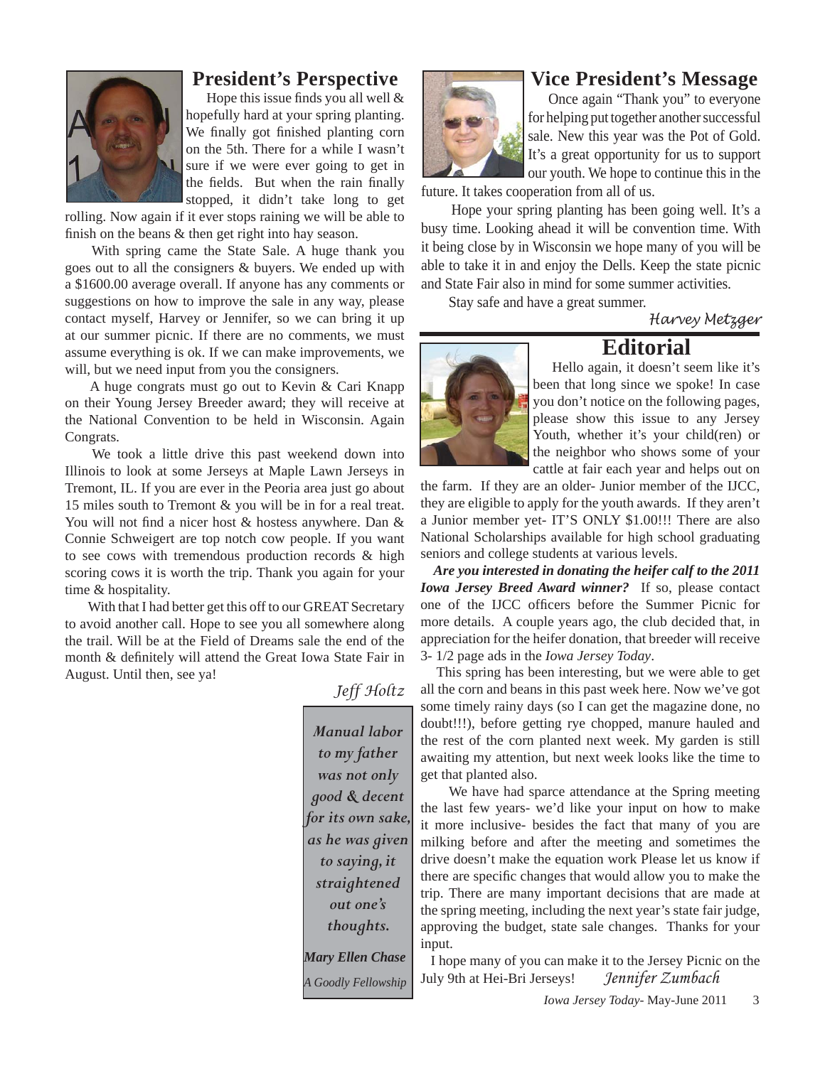## President's Perspective

Hope this issue finds you all well & hopefully hard at your spring planting. We finally got finished planting corn on the 5th. There for a while I wasn't sure if we were ever going to get in the fields. But when the rain finally stopped, it didn't take long to get rolling. Now again if it ever stops raining we will be able to finish on the beans & then get right into hay season.

With spring came the State Sale. A huge thank you goes out to all the consigners & buyers. We ended up with a $1600.00 average overall. If anyone has any comments or suggestions on how to improve the sale in any way, please contact myself, Harvey or Jennifer, so we can bring it up at our summer picnic. If there are no comments, we must assume everything is ok. If we can make improvements, we will, but we need input from you the consigners.

A huge congrats must go out to Kevin & Cari Knapp on their Young Jersey Breeder award; they will receive at the National Convention to be held in Wisconsin. Again Congrats.

We took a little drive this past weekend down into Illinois to look at some Jerseys at Maple Lawn Jerseys in Tremont, IL. If you are ever in the Peoria area just go about 15 miles south to Tremont & you will be in for a real treat. You will not find a nicer host & hostess anywhere. Dan & Connie Schweigert are top notch cow people. If you want to see cows with tremendous production records & high scoring cows it is worth the trip. Thank you again for your time & hospitality.

With that I had better get this off to our GREAT Secretary to avoid another call. Hope to see you all somewhere along the trail. Will be at the Field of Dreams sale the end of the month & definitely will attend the Great Iowa State Fair in August. Until then, see ya!

*Jeff Holtz*

> *Manual labor to my father was not only good & decent for its own sake, as he was given to saying, it straightened out one's thoughts.*
>
> ***Mary Ellen Chase***
>
> *A Goodly Fellowship*

## Vice President's Message

Once again "Thank you" to everyone for helping put together another successful sale. New this year was the Pot of Gold. It's a great opportunity for us to support our youth. We hope to continue this in the future. It takes cooperation from all of us.

Hope your spring planting has been going well. It's a busy time. Looking ahead it will be convention time. With it being close by in Wisconsin we hope many of you will be able to take it in and enjoy the Dells. Keep the state picnic and State Fair also in mind for some summer activities.

Stay safe and have a great summer.

*Harvey Metzger*

## Editorial

Hello again, it doesn't seem like it's been that long since we spoke! In case you don't notice on the following pages, please show this issue to any Jersey Youth, whether it's your child(ren) or the neighbor who shows some of your cattle at fair each year and helps out on the farm. If they are an older- Junior member of the IJCC, they are eligible to apply for the youth awards. If they aren't a Junior member yet- IT'S ONLY $1.00!!! There are also National Scholarships available for high school graduating seniors and college students at various levels.

***Are you interested in donating the heifer calf to the 2011 Iowa Jersey Breed Award winner?*** If so, please contact one of the IJCC officers before the Summer Picnic for more details. A couple years ago, the club decided that, in appreciation for the heifer donation, that breeder will receive 3- 1/2 page ads in the *Iowa Jersey Today*.

This spring has been interesting, but we were able to get all the corn and beans in this past week here. Now we've got some timely rainy days (so I can get the magazine done, no doubt!!!), before getting rye chopped, manure hauled and the rest of the corn planted next week. My garden is still awaiting my attention, but next week looks like the time to get that planted also.

We have had sparce attendance at the Spring meeting the last few years- we'd like your input on how to make it more inclusive- besides the fact that many of you are milking before and after the meeting and sometimes the drive doesn't make the equation work Please let us know if there are specific changes that would allow you to make the trip. There are many important decisions that are made at the spring meeting, including the next year's state fair judge, approving the budget, state sale changes. Thanks for your input.

I hope many of you can make it to the Jersey Picnic on the July 9th at Hei-Bri Jerseys! *Jennifer Zumbach*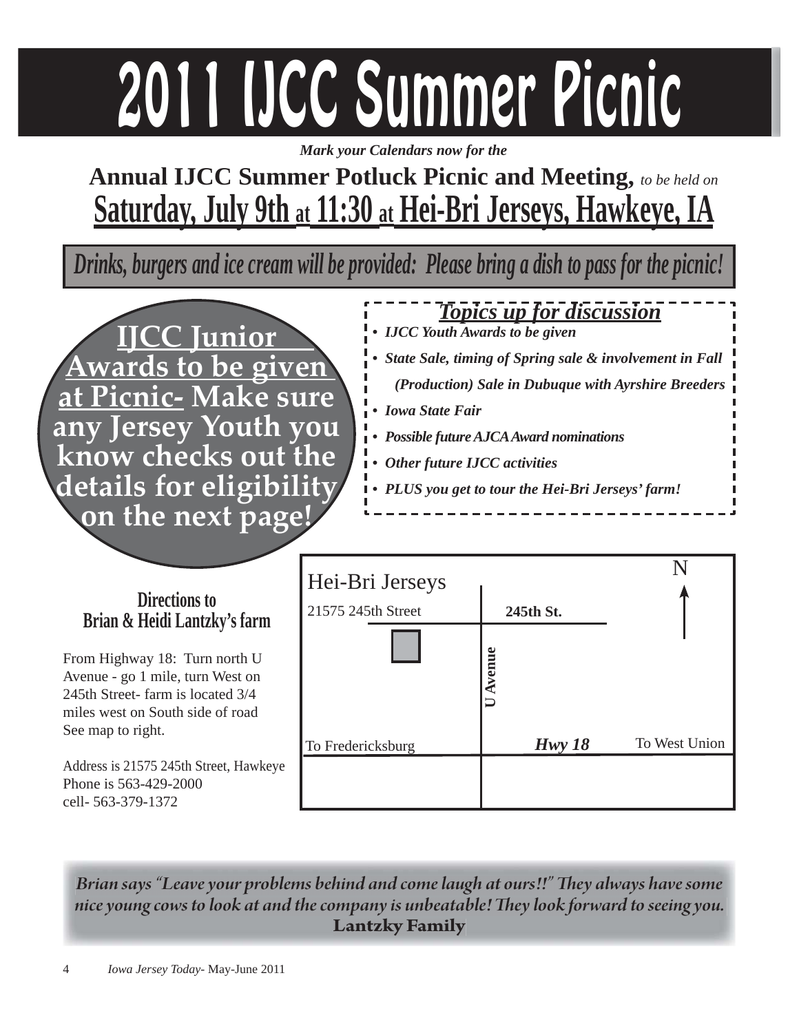# 2011 IJCC Summer Picnic

*Mark your Calendars now for the*

**Annual IJCC Summer Potluck Picnic and Meeting,** *to be held on*

## Saturday, July 9th at 11:30 at Hei-Bri Jerseys, Hawkeye, IA

***Drinks, burgers and ice cream will be provided: Please bring a dish to pass for the picnic!***

**IJCC Junior Awards to be given at Picnic- Make sure any Jersey Youth you know checks out the details for eligibility on the next page!**

***Topics up for discussion***

- ***IJCC Youth Awards to be given***
- ***State Sale, timing of Spring sale & involvement in Fall (Production) Sale in Dubuque with Ayrshire Breeders***
- ***Iowa State Fair***
- ***Possible future AJCA Award nominations***
- ***Other future IJCC activities***
- ***PLUS you get to tour the Hei-Bri Jerseys' farm!***

### Directions to Brian & Heidi Lantzky's farm

From Highway 18: Turn north U Avenue - go 1 mile, turn West on 245th Street- farm is located 3/4 miles west on South side of road See map to right.

Address is 21575 245th Street, Hawkeye
Phone is 563-429-2000
cell- 563-379-1372

Hei-Bri Jerseys
21575 245th Street
245th St.
U Avenue
Hwy 18
To Fredericksburg
To West Union
N

*Brian says "Leave your problems behind and come laugh at ours!!" They always have some nice young cows to look at and the company is unbeatable! They look forward to seeing you.*
**Lantzky Family**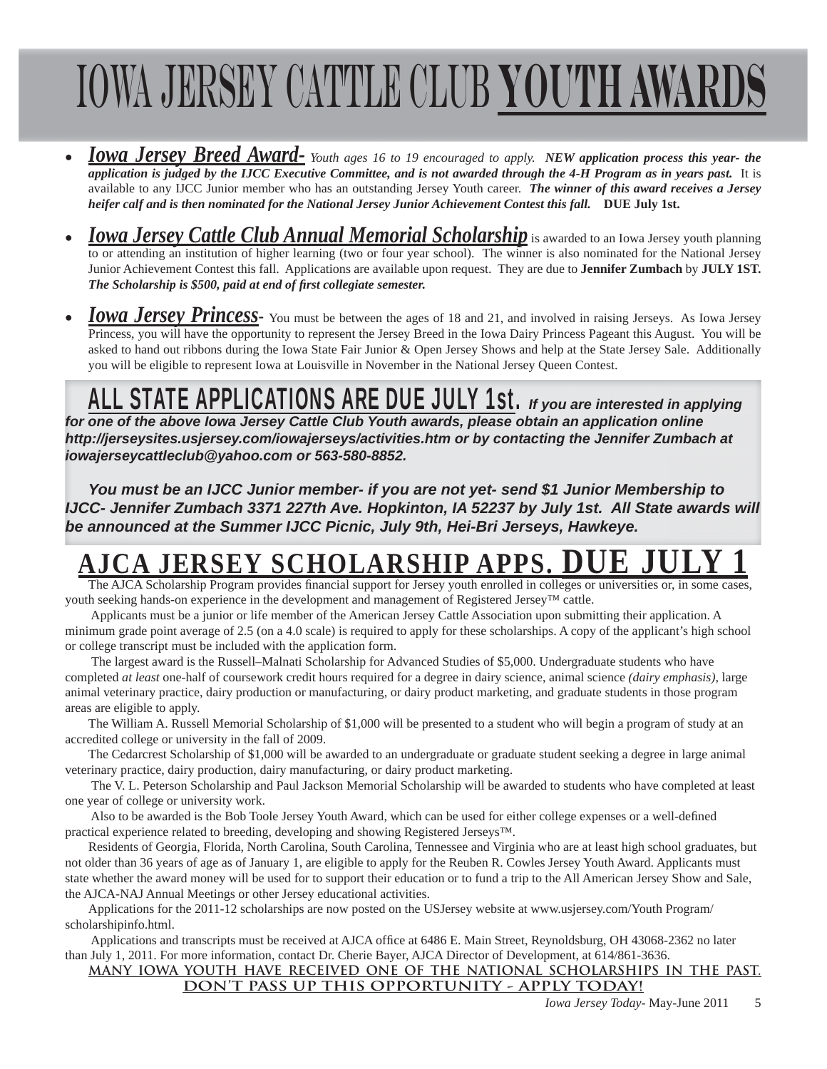# IOWA JERSEY CATTLE CLUB **YOUTH AWARDS**

- ***Iowa Jersey Breed Award-*** *Youth ages 16 to 19 encouraged to apply.* ***NEW application process this year- the application is judged by the IJCC Executive Committee, and is not awarded through the 4-H Program as in years past.*** It is available to any IJCC Junior member who has an outstanding Jersey Youth career. ***The winner of this award receives a Jersey heifer calf and is then nominated for the National Jersey Junior Achievement Contest this fall.*** **DUE July 1st.**

- ***Iowa Jersey Cattle Club Annual Memorial Scholarship*** is awarded to an Iowa Jersey youth planning to or attending an institution of higher learning (two or four year school). The winner is also nominated for the National Jersey Junior Achievement Contest this fall. Applications are available upon request. They are due to **Jennifer Zumbach** by **JULY 1ST.** ***The Scholarship is $500, paid at end of first collegiate semester.***

- ***Iowa Jersey Princess-*** You must be between the ages of 18 and 21, and involved in raising Jerseys. As Iowa Jersey Princess, you will have the opportunity to represent the Jersey Breed in the Iowa Dairy Princess Pageant this August. You will be asked to hand out ribbons during the Iowa State Fair Junior & Open Jersey Shows and help at the State Jersey Sale. Additionally you will be eligible to represent Iowa at Louisville in November in the National Jersey Queen Contest.

**ALL STATE APPLICATIONS ARE DUE JULY 1st.** ***If you are interested in applying for one of the above Iowa Jersey Cattle Club Youth awards, please obtain an application online http://jerseysites.usjersey.com/iowajerseys/activities.htm or by contacting the Jennifer Zumbach at iowajerseycattleclub@yahoo.com or 563-580-8852.***

***You must be an IJCC Junior member- if you are not yet- send $1 Junior Membership to IJCC- Jennifer Zumbach 3371 227th Ave. Hopkinton, IA 52237 by July 1st. All State awards will be announced at the Summer IJCC Picnic, July 9th, Hei-Bri Jerseys, Hawkeye.***

## AJCA JERSEY SCHOLARSHIP APPS. DUE JULY 1

The AJCA Scholarship Program provides financial support for Jersey youth enrolled in colleges or universities or, in some cases, youth seeking hands-on experience in the development and management of Registered Jersey™ cattle.

Applicants must be a junior or life member of the American Jersey Cattle Association upon submitting their application. A minimum grade point average of 2.5 (on a 4.0 scale) is required to apply for these scholarships. A copy of the applicant's high school or college transcript must be included with the application form.

The largest award is the Russell–Malnati Scholarship for Advanced Studies of $5,000. Undergraduate students who have completed *at least* one-half of coursework credit hours required for a degree in dairy science, animal science *(dairy emphasis)*, large animal veterinary practice, dairy production or manufacturing, or dairy product marketing, and graduate students in those program areas are eligible to apply.

The William A. Russell Memorial Scholarship of $1,000 will be presented to a student who will begin a program of study at an accredited college or university in the fall of 2009.

The Cedarcrest Scholarship of $1,000 will be awarded to an undergraduate or graduate student seeking a degree in large animal veterinary practice, dairy production, dairy manufacturing, or dairy product marketing.

The V. L. Peterson Scholarship and Paul Jackson Memorial Scholarship will be awarded to students who have completed at least one year of college or university work.

Also to be awarded is the Bob Toole Jersey Youth Award, which can be used for either college expenses or a well-defined practical experience related to breeding, developing and showing Registered Jerseys™.

Residents of Georgia, Florida, North Carolina, South Carolina, Tennessee and Virginia who are at least high school graduates, but not older than 36 years of age as of January 1, are eligible to apply for the Reuben R. Cowles Jersey Youth Award. Applicants must state whether the award money will be used for to support their education or to fund a trip to the All American Jersey Show and Sale, the AJCA-NAJ Annual Meetings or other Jersey educational activities.

Applications for the 2011-12 scholarships are now posted on the USJersey website at www.usjersey.com/Youth Program/ scholarshipinfo.html.

Applications and transcripts must be received at AJCA office at 6486 E. Main Street, Reynoldsburg, OH 43068-2362 no later than July 1, 2011. For more information, contact Dr. Cherie Bayer, AJCA Director of Development, at 614/861-3636.

**MANY IOWA YOUTH HAVE RECEIVED ONE OF THE NATIONAL SCHOLARSHIPS IN THE PAST. DON'T PASS UP THIS OPPORTUNITY - APPLY TODAY!**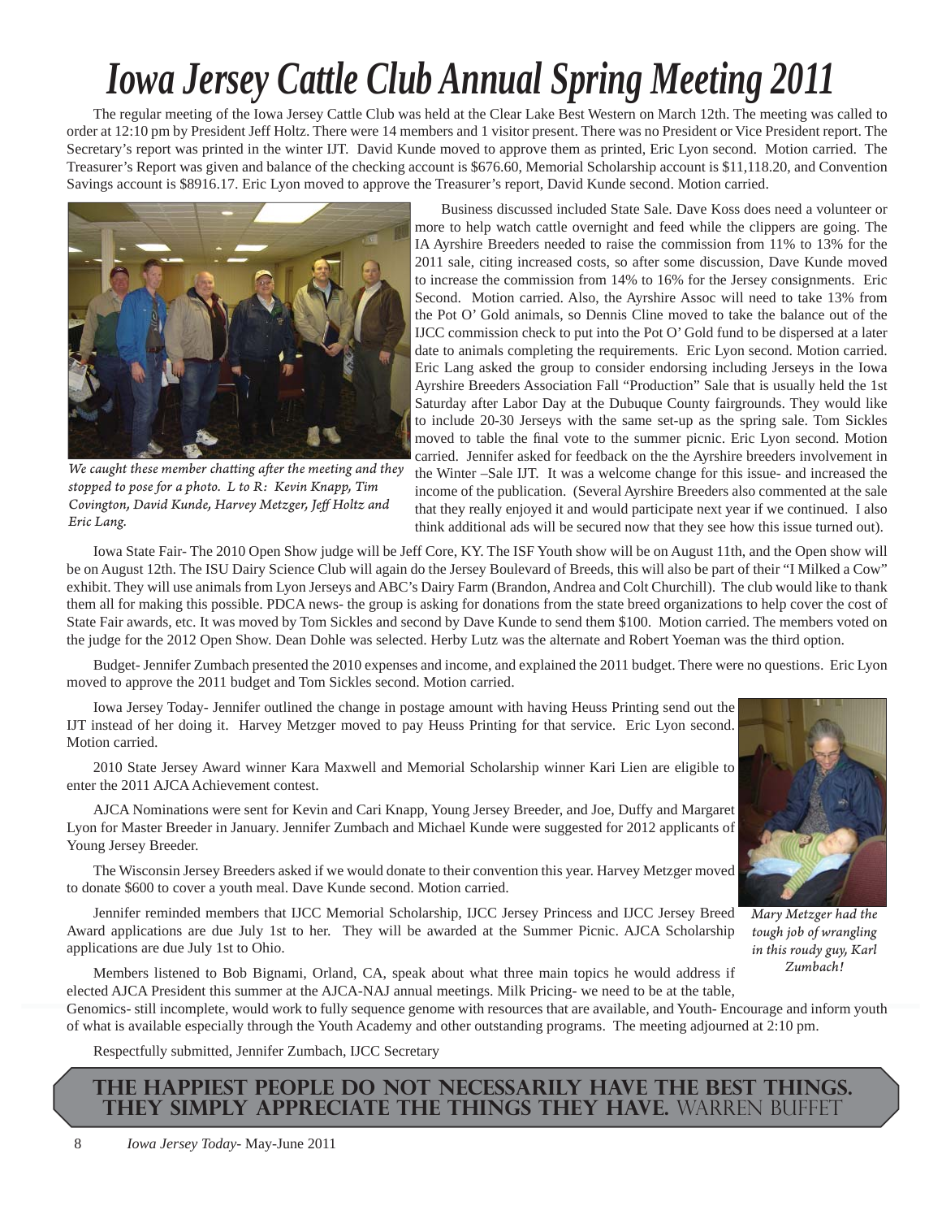# Iowa Jersey Cattle Club Annual Spring Meeting 2011

The regular meeting of the Iowa Jersey Cattle Club was held at the Clear Lake Best Western on March 12th. The meeting was called to order at 12:10 pm by President Jeff Holtz. There were 14 members and 1 visitor present. There was no President or Vice President report. The Secretary's report was printed in the winter IJT. David Kunde moved to approve them as printed, Eric Lyon second. Motion carried. The Treasurer's Report was given and balance of the checking account is $676.60, Memorial Scholarship account is $11,118.20, and Convention Savings account is $8916.17. Eric Lyon moved to approve the Treasurer's report, David Kunde second. Motion carried.

*We caught these member chatting after the meeting and they stopped to pose for a photo. L to R: Kevin Knapp, Tim Covington, David Kunde, Harvey Metzger, Jeff Holtz and Eric Lang.*

Business discussed included State Sale. Dave Koss does need a volunteer or more to help watch cattle overnight and feed while the clippers are going. The IA Ayrshire Breeders needed to raise the commission from 11% to 13% for the 2011 sale, citing increased costs, so after some discussion, Dave Kunde moved to increase the commission from 14% to 16% for the Jersey consignments. Eric Second. Motion carried. Also, the Ayrshire Assoc will need to take 13% from the Pot O' Gold animals, so Dennis Cline moved to take the balance out of the IJCC commission check to put into the Pot O' Gold fund to be dispersed at a later date to animals completing the requirements. Eric Lyon second. Motion carried. Eric Lang asked the group to consider endorsing including Jerseys in the Iowa Ayrshire Breeders Association Fall "Production" Sale that is usually held the 1st Saturday after Labor Day at the Dubuque County fairgrounds. They would like to include 20-30 Jerseys with the same set-up as the spring sale. Tom Sickles moved to table the final vote to the summer picnic. Eric Lyon second. Motion carried. Jennifer asked for feedback on the the Ayrshire breeders involvement in the Winter –Sale IJT. It was a welcome change for this issue- and increased the income of the publication. (Several Ayrshire Breeders also commented at the sale that they really enjoyed it and would participate next year if we continued. I also think additional ads will be secured now that they see how this issue turned out).

Iowa State Fair- The 2010 Open Show judge will be Jeff Core, KY. The ISF Youth show will be on August 11th, and the Open show will be on August 12th. The ISU Dairy Science Club will again do the Jersey Boulevard of Breeds, this will also be part of their "I Milked a Cow" exhibit. They will use animals from Lyon Jerseys and ABC's Dairy Farm (Brandon, Andrea and Colt Churchill). The club would like to thank them all for making this possible. PDCA news- the group is asking for donations from the state breed organizations to help cover the cost of State Fair awards, etc. It was moved by Tom Sickles and second by Dave Kunde to send them $100. Motion carried. The members voted on the judge for the 2012 Open Show. Dean Dohle was selected. Herby Lutz was the alternate and Robert Yoeman was the third option.

Budget- Jennifer Zumbach presented the 2010 expenses and income, and explained the 2011 budget. There were no questions. Eric Lyon moved to approve the 2011 budget and Tom Sickles second. Motion carried.

Iowa Jersey Today- Jennifer outlined the change in postage amount with having Heuss Printing send out the IJT instead of her doing it. Harvey Metzger moved to pay Heuss Printing for that service. Eric Lyon second. Motion carried.

2010 State Jersey Award winner Kara Maxwell and Memorial Scholarship winner Kari Lien are eligible to enter the 2011 AJCA Achievement contest.

AJCA Nominations were sent for Kevin and Cari Knapp, Young Jersey Breeder, and Joe, Duffy and Margaret Lyon for Master Breeder in January. Jennifer Zumbach and Michael Kunde were suggested for 2012 applicants of Young Jersey Breeder.

The Wisconsin Jersey Breeders asked if we would donate to their convention this year. Harvey Metzger moved to donate $600 to cover a youth meal. Dave Kunde second. Motion carried.

Jennifer reminded members that IJCC Memorial Scholarship, IJCC Jersey Princess and IJCC Jersey Breed Award applications are due July 1st to her. They will be awarded at the Summer Picnic. AJCA Scholarship applications are due July 1st to Ohio.

*Mary Metzger had the tough job of wrangling in this roudy guy, Karl Zumbach!*

Members listened to Bob Bignami, Orland, CA, speak about what three main topics he would address if elected AJCA President this summer at the AJCA-NAJ annual meetings. Milk Pricing- we need to be at the table, Genomics- still incomplete, would work to fully sequence genome with resources that are available, and Youth- Encourage and inform youth of what is available especially through the Youth Academy and other outstanding programs. The meeting adjourned at 2:10 pm.

Respectfully submitted, Jennifer Zumbach, IJCC Secretary

**THE HAPPIEST PEOPLE DO NOT NECESSARILY HAVE THE BEST THINGS. THEY SIMPLY APPRECIATE THE THINGS THEY HAVE.** WARREN BUFFET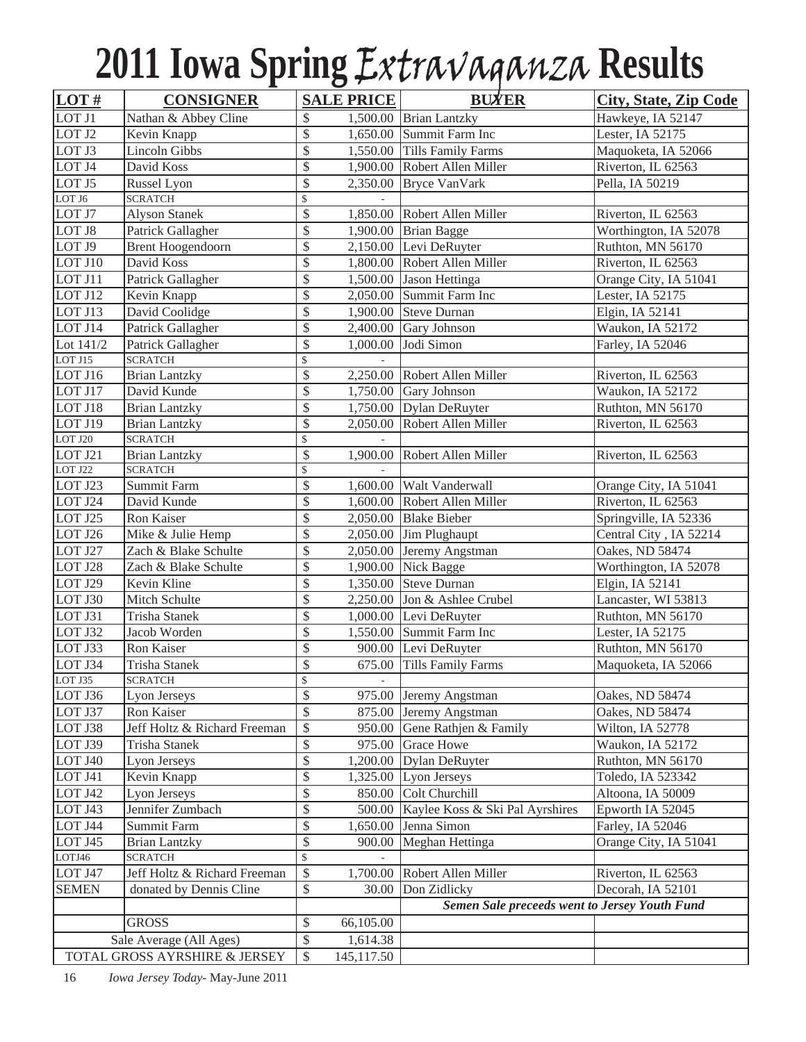# 2011 Iowa Spring *Extravaganza* Results

| LOT # | CONSIGNER | SALE PRICE | BUYER | City, State, Zip Code |
|---|---|---|---|---|
| LOT J1 | Nathan & Abbey Cline | $ 1,500.00 | Brian Lantzky | Hawkeye, IA 52147 |
| LOT J2 | Kevin Knapp | $ 1,650.00 | Summit Farm Inc | Lester, IA 52175 |
| LOT J3 | Lincoln Gibbs | $ 1,550.00 | Tills Family Farms | Maquoketa, IA 52066 |
| LOT J4 | David Koss | $ 1,900.00 | Robert Allen Miller | Riverton, IL 62563 |
| LOT J5 | Russel Lyon | $ 2,350.00 | Bryce VanVark | Pella, IA 50219 |
| LOT J6 | SCRATCH | $ - | | |
| LOT J7 | Alyson Stanek | $ 1,850.00 | Robert Allen Miller | Riverton, IL 62563 |
| LOT J8 | Patrick Gallagher | $ 1,900.00 | Brian Bagge | Worthington, IA 52078 |
| LOT J9 | Brent Hoogendoorn | $ 2,150.00 | Levi DeRuyter | Ruthton, MN 56170 |
| LOT J10 | David Koss | $ 1,800.00 | Robert Allen Miller | Riverton, IL 62563 |
| LOT J11 | Patrick Gallagher | $ 1,500.00 | Jason Hettinga | Orange City, IA 51041 |
| LOT J12 | Kevin Knapp | $ 2,050.00 | Summit Farm Inc | Lester, IA 52175 |
| LOT J13 | David Coolidge | $ 1,900.00 | Steve Durnan | Elgin, IA 52141 |
| LOT J14 | Patrick Gallagher | $ 2,400.00 | Gary Johnson | Waukon, IA 52172 |
| Lot 141/2 | Patrick Gallagher | $ 1,000.00 | Jodi Simon | Farley, IA 52046 |
| LOT J15 | SCRATCH | $ - | | |
| LOT J16 | Brian Lantzky | $ 2,250.00 | Robert Allen Miller | Riverton, IL 62563 |
| LOT J17 | David Kunde | $ 1,750.00 | Gary Johnson | Waukon, IA 52172 |
| LOT J18 | Brian Lantzky | $ 1,750.00 | Dylan DeRuyter | Ruthton, MN 56170 |
| LOT J19 | Brian Lantzky | $ 2,050.00 | Robert Allen Miller | Riverton, IL 62563 |
| LOT J20 | SCRATCH | $ - | | |
| LOT J21 | Brian Lantzky | $ 1,900.00 | Robert Allen Miller | Riverton, IL 62563 |
| LOT J22 | SCRATCH | $ - | | |
| LOT J23 | Summit Farm | $ 1,600.00 | Walt Vanderwall | Orange City, IA 51041 |
| LOT J24 | David Kunde | $ 1,600.00 | Robert Allen Miller | Riverton, IL 62563 |
| LOT J25 | Ron Kaiser | $ 2,050.00 | Blake Bieber | Springville, IA 52336 |
| LOT J26 | Mike & Julie Hemp | $ 2,050.00 | Jim Plughaupt | Central City , IA 52214 |
| LOT J27 | Zach & Blake Schulte | $ 2,050.00 | Jeremy Angstman | Oakes, ND 58474 |
| LOT J28 | Zach & Blake Schulte | $ 1,900.00 | Nick Bagge | Worthington, IA 52078 |
| LOT J29 | Kevin Kline | $ 1,350.00 | Steve Durnan | Elgin, IA 52141 |
| LOT J30 | Mitch Schulte | $ 2,250.00 | Jon & Ashlee Crubel | Lancaster, WI 53813 |
| LOT J31 | Trisha Stanek | $ 1,000.00 | Levi DeRuyter | Ruthton, MN 56170 |
| LOT J32 | Jacob Worden | $ 1,550.00 | Summit Farm Inc | Lester, IA 52175 |
| LOT J33 | Ron Kaiser | $ 900.00 | Levi DeRuyter | Ruthton, MN 56170 |
| LOT J34 | Trisha Stanek | $ 675.00 | Tills Family Farms | Maquoketa, IA 52066 |
| LOT J35 | SCRATCH | $ - | | |
| LOT J36 | Lyon Jerseys | $ 975.00 | Jeremy Angstman | Oakes, ND 58474 |
| LOT J37 | Ron Kaiser | $ 875.00 | Jeremy Angstman | Oakes, ND 58474 |
| LOT J38 | Jeff Holtz & Richard Freeman | $ 950.00 | Gene Rathjen & Family | Wilton, IA 52778 |
| LOT J39 | Trisha Stanek | $ 975.00 | Grace Howe | Waukon, IA 52172 |
| LOT J40 | Lyon Jerseys | $ 1,200.00 | Dylan DeRuyter | Ruthton, MN 56170 |
| LOT J41 | Kevin Knapp | $ 1,325.00 | Lyon Jerseys | Toledo, IA 523342 |
| LOT J42 | Lyon Jerseys | $ 850.00 | Colt Churchill | Altoona, IA 50009 |
| LOT J43 | Jennifer Zumbach | $ 500.00 | Kaylee Koss & Ski Pal Ayrshires | Epworth IA 52045 |
| LOT J44 | Summit Farm | $ 1,650.00 | Jenna Simon | Farley, IA 52046 |
| LOT J45 | Brian Lantzky | $ 900.00 | Meghan Hettinga | Orange City, IA 51041 |
| LOTJ46 | SCRATCH | $ - | | |
| LOT J47 | Jeff Holtz & Richard Freeman | $ 1,700.00 | Robert Allen Miller | Riverton, IL 62563 |
| SEMEN | donated by Dennis Cline | $ 30.00 | Don Zidlicky | Decorah, IA 52101 |
| | | | ***Semen Sale preceeds went to Jersey Youth Fund*** | |
| | GROSS | $ 66,105.00 | | |
| Sale Average (All Ages) | | $ 1,614.38 | | |
| TOTAL GROSS AYRSHIRE & JERSEY | | $ 145,117.50 | | |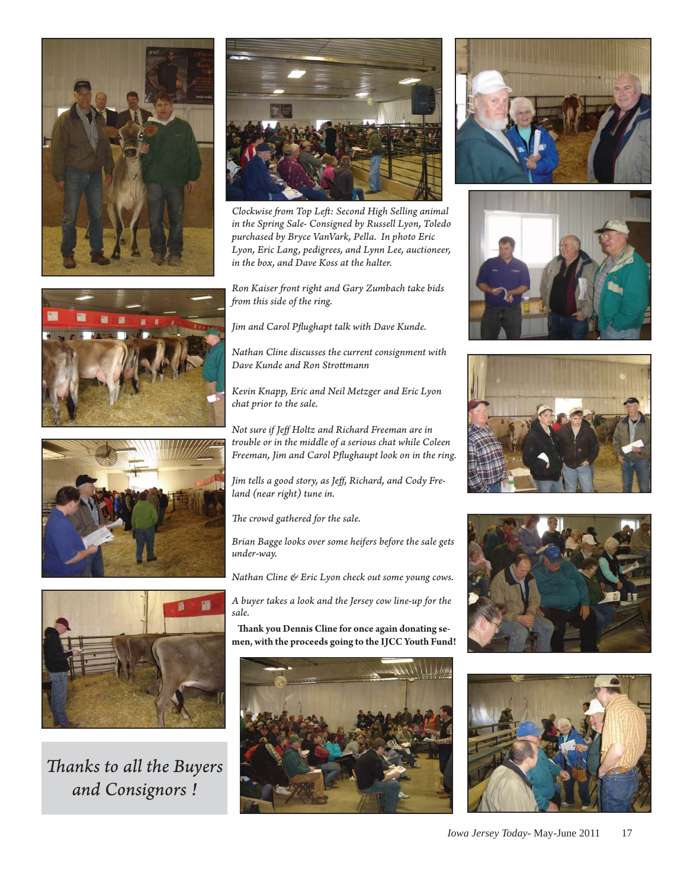*Clockwise from Top Left: Second High Selling animal in the Spring Sale- Consigned by Russell Lyon, Toledo purchased by Bryce VanVark, Pella. In photo Eric Lyon, Eric Lang, pedigrees, and Lynn Lee, auctioneer, in the box, and Dave Koss at the halter.*

*Ron Kaiser front right and Gary Zumbach take bids from this side of the ring.*

*Jim and Carol Pflughapt talk with Dave Kunde.*

*Nathan Cline discusses the current consignment with Dave Kunde and Ron Strottmann*

*Kevin Knapp, Eric and Neil Metzger and Eric Lyon chat prior to the sale.*

*Not sure if Jeff Holtz and Richard Freeman are in trouble or in the middle of a serious chat while Coleen Freeman, Jim and Carol Pflughaupt look on in the ring.*

*Jim tells a good story, as Jeff, Richard, and Cody Freland (near right) tune in.*

*The crowd gathered for the sale.*

*Brian Bagge looks over some heifers before the sale gets under-way.*

*Nathan Cline & Eric Lyon check out some young cows.*

*A buyer takes a look and the Jersey cow line-up for the sale.*

**Thank you Dennis Cline for once again donating semen, with the proceeds going to the IJCC Youth Fund!**

*Thanks to all the Buyers and Consignors !*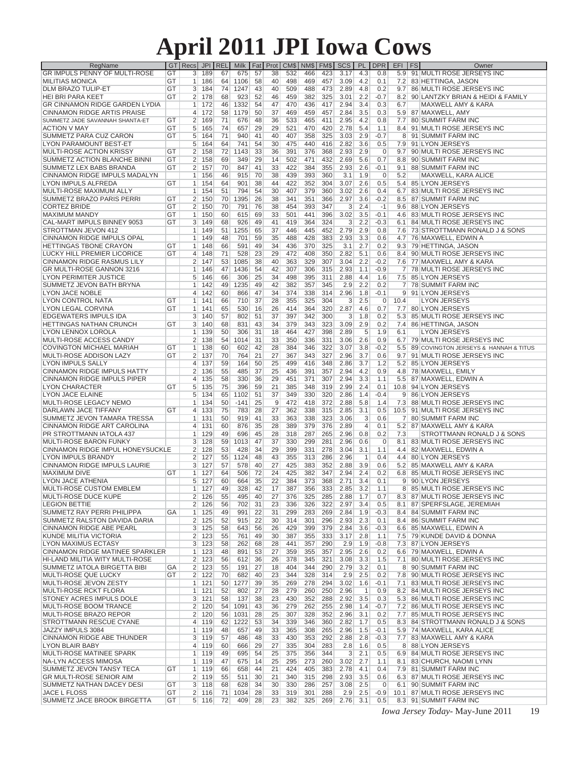# April 2011 JPI Iowa Cows

| RegName | GT | Recs | JPI | REL | Milk | Fat | Prot | CM$ | NM$ | FM$ | SCS | PL | DPR | EFI | FS | Owner |
|---|---|---|---|---|---|---|---|---|---|---|---|---|---|---|---|---|
| GR IMPULS PENNY OF MULTI-ROSE | GT | 3 | 189 | 67 | 675 | 57 | 38 | 532 | 466 | 423 | 3.17 | 4.3 | 0.8 | 5.9 | 91 | MULTI ROSE JERSEYS INC |
| MILITIAS MONICA | GT | 1 | 186 | 64 | 1106 | 58 | 40 | 498 | 469 | 457 | 3.09 | 4.2 | 0.1 | 7.2 | 83 | HETTINGA, JASON |
| DLM BRAZO TULIP-ET | GT | 3 | 184 | 74 | 1247 | 43 | 40 | 509 | 488 | 473 | 2.89 | 4.9 | 0.2 | 9.7 | 86 | MULTI ROSE JERSEYS INC |
| HEI BRI PARA KEET | GT | 2 | 178 | 68 | 923 | 52 | 46 | 459 | 382 | 325 | 3.01 | 2.2 | -0.7 | 8.2 | 90 | LANTZKY BRIAN & HEIDI & FAMILY |
| GR CINNAMON RIDGE GARDEN LYDIA | | 1 | 172 | 46 | 1332 | 54 | 47 | 470 | 436 | 417 | 2.94 | 3.4 | 0.3 | 6.7 | | MAXWELL AMY & KARA |
| CINNAMON RIDGE ARTIS PRAISE | | 4 | 172 | 58 | 1179 | 50 | 37 | 469 | 459 | 457 | 2.84 | 3.5 | 0.3 | 5.9 | 87 | MAXWELL, AMY |
| SUMMETZ JADE SAVANNAH SHANTA-ET | GT | 2 | 169 | 71 | 676 | 48 | 36 | 533 | 465 | 411 | 2.95 | 4.2 | 0.8 | 7.7 | 80 | SUMMIT FARM INC |
| ACTION V MAY | GT | 5 | 165 | 74 | 657 | 29 | 29 | 521 | 470 | 420 | 2.78 | 5.4 | 1.1 | 8.4 | 91 | MULTI ROSE JERSEYS INC |
| SUMMETZ PARA CUZ CARON | GT | 5 | 164 | 71 | 940 | 41 | 40 | 407 | 358 | 325 | 3.03 | 2.9 | -0.7 | 8 | 91 | SUMMIT FARM INC |
| LYON PARAMOUNT BEST-ET | | 5 | 164 | 64 | 741 | 54 | 30 | 475 | 440 | 416 | 2.82 | 3.6 | 0.5 | 7.9 | 91 | LYON JERSEYS |
| MULTI-ROSE ACTION KRISSY | GT | 2 | 158 | 72 | 1143 | 33 | 36 | 391 | 376 | 368 | 2.93 | 2.9 | 0 | 9.7 | 90 | MULTI ROSE JERSEYS INC |
| SUMMETZ ACTION BLANCHE BINNI | GT | 2 | 158 | 69 | 349 | 29 | 14 | 502 | 471 | 432 | 2.69 | 5.6 | 0.7 | 8.8 | 90 | SUMMIT FARM INC |
| SUMMETZ LEX BABS BRANDA | GT | 2 | 157 | 70 | 847 | 41 | 33 | 422 | 384 | 355 | 2.93 | 2.6 | -0.1 | 9.1 | 88 | SUMMIT FARM INC |
| CINNAMON RIDGE IMPULS MADALYN | | 1 | 156 | 46 | 915 | 70 | 38 | 439 | 393 | 360 | 3.1 | 1.9 | 0 | 5.2 | | MAXWELL, KARA ALICE |
| LYON IMPULS ALFREDA | GT | 1 | 154 | 64 | 901 | 38 | 44 | 422 | 352 | 304 | 3.07 | 2.6 | 0.5 | 5.4 | 85 | LYON JERSEYS |
| MULTI-ROSE MAXIMUM ALLY | | 1 | 154 | 51 | 794 | 54 | 30 | 407 | 379 | 360 | 3.02 | 2.6 | 0.4 | 6.7 | 83 | MULTI ROSE JERSEYS INC |
| SUMMETZ BRAZO PARIS PERRI | GT | 2 | 150 | 70 | 1395 | 26 | 38 | 341 | 351 | 366 | 2.97 | 3.6 | -0.2 | 8.5 | 87 | SUMMIT FARM INC |
| CORTEZ BRIDE | GT | 2 | 150 | 70 | 791 | 76 | 38 | 454 | 393 | 347 | 3 | 2.4 | -1 | 9.6 | 88 | LYON JERSEYS |
| MAXIMUM MANDY | GT | 1 | 150 | 60 | 615 | 69 | 33 | 501 | 441 | 396 | 3.02 | 3.5 | -0.1 | 4.6 | 83 | MULTI ROSE JERSEYS INC |
| CAL-MART IMPULS BINNEY 9053 | GT | 3 | 149 | 68 | 926 | 49 | 41 | 419 | 364 | 324 | 3 | 2.2 | -0.3 | 6.1 | 84 | MULTI ROSE JERSEYS INC |
| STROTTMAN JEVON 412 | | 1 | 149 | 51 | 1255 | 65 | 37 | 446 | 445 | 452 | 2.79 | 2.9 | 0.8 | 7.6 | 73 | STROTTMANN RONALD J & SONS |
| CINNAMON RIDGE IMPULS OPAL | | 1 | 149 | 48 | 701 | 59 | 35 | 488 | 428 | 383 | 2.93 | 3.3 | 0.6 | 4.7 | 76 | MAXWELL, EDWIN A |
| HETTINGAS TBONE CRAYON | GT | 1 | 148 | 66 | 591 | 49 | 34 | 436 | 370 | 325 | 3.1 | 2.7 | 0.2 | 9.3 | 79 | HETTINGA, JASON |
| LUCKY HILL PREMIER LICORICE | GT | 4 | 148 | 71 | 528 | 23 | 29 | 472 | 408 | 350 | 2.82 | 5.1 | 0.6 | 8.4 | 90 | MULTI ROSE JERSEYS INC |
| CINNAMON RIDGE RASMUS LILY | | 2 | 147 | 53 | 1085 | 38 | 40 | 363 | 329 | 307 | 3.04 | 2.2 | -0.2 | 7.6 | 77 | MAXWELL AMY & KARA |
| GR MULTI-ROSE GANNON 3216 | | 1 | 146 | 47 | 1436 | 54 | 42 | 307 | 306 | 315 | 2.93 | 1.1 | -0.9 | 7 | 78 | MULTI ROSE JERSEYS INC |
| LYON PERIMITER JUSTICE | | 5 | 146 | 66 | 306 | 25 | 34 | 498 | 395 | 311 | 2.88 | 4.4 | 1.6 | 7.5 | 85 | LYON JERSEYS |
| SUMMETZ JEVON BATH BRYNA | | 1 | 142 | 49 | 1235 | 49 | 42 | 382 | 357 | 345 | 2.9 | 2.2 | 0.2 | 7 | 78 | SUMMIT FARM INC |
| LYON JACE NOBLE | | 4 | 142 | 60 | 866 | 47 | 34 | 374 | 338 | 314 | 2.96 | 1.8 | -0.1 | 9 | 91 | LYON JERSEYS |
| LYON CONTROL NATA | GT | 1 | 141 | 66 | 710 | 37 | 28 | 355 | 325 | 304 | 3 | 2.5 | 0 | 10.4 | | LYON JERSEYS |
| LYON LEGAL CORVINA | GT | 1 | 141 | 65 | 530 | 16 | 26 | 414 | 364 | 320 | 2.87 | 4.6 | 0.7 | 7.7 | 80 | LYON JERSEYS |
| EDGEWATERS IMPULS IDA | | 3 | 140 | 57 | 802 | 51 | 37 | 397 | 342 | 300 | 3 | 1.8 | 0.2 | 5.3 | 85 | MULTI ROSE JERSEYS INC |
| HETTINGAS NATHAN CRUNCH | GT | 3 | 140 | 68 | 831 | 43 | 34 | 379 | 343 | 323 | 3.09 | 2.9 | 0.2 | 7.4 | 86 | HETTINGA, JASON |
| LYON LENNOX LOROLA | | 1 | 139 | 50 | 306 | 31 | 18 | 464 | 427 | 398 | 2.89 | 5 | 1.9 | 6.1 | | LYON JERSEYS |
| MULTI-ROSE ACCESS CANDY | | 2 | 138 | 54 | 1014 | 31 | 33 | 350 | 336 | 331 | 3.06 | 2.6 | 0.9 | 6.7 | 79 | MULTI ROSE JERSEYS INC |
| COVINGTON MICHAEL MARIAH | GT | 1 | 138 | 60 | 602 | 42 | 28 | 384 | 346 | 322 | 3.07 | 3.8 | -0.2 | 5.5 | 89 | COVINGTON JERSEYS & HANNAH & TITUS |
| MULTI-ROSE ADDISON LAZY | GT | 2 | 137 | 70 | 764 | 21 | 27 | 367 | 343 | 327 | 2.96 | 3.7 | 0.6 | 9.7 | 91 | MULTI ROSE JERSEYS INC |
| LYON IMPULS SALLY | | 4 | 137 | 59 | 164 | 50 | 25 | 499 | 416 | 348 | 2.86 | 3.7 | 1.2 | 5.2 | 85 | LYON JERSEYS |
| CINNAMON RIDGE IMPULS HATTY | | 2 | 136 | 55 | 485 | 37 | 25 | 436 | 391 | 357 | 2.94 | 4.2 | 0.9 | 4.8 | 78 | MAXWELL, EMILY |
| CINNAMON RIDGE IMPULS PIPER | | 4 | 135 | 58 | 330 | 36 | 29 | 451 | 371 | 307 | 2.94 | 3.3 | 1.1 | 5.5 | 87 | MAXWELL, EDWIN A |
| LYON CHARACTER | GT | 5 | 135 | 75 | 396 | 59 | 21 | 385 | 348 | 319 | 2.99 | 2.4 | 0.1 | 10.8 | 94 | LYON JERSEYS |
| LYON JACE ELAINE | | 5 | 134 | 65 | 1102 | 51 | 37 | 349 | 330 | 320 | 2.86 | 1.4 | -0.4 | 9 | 86 | LYON JERSEYS |
| MULTI-ROSE LEGACY NEMO | | 1 | 134 | 50 | -141 | 25 | 9 | 472 | 418 | 372 | 2.88 | 5.8 | 1.4 | 7.3 | 88 | MULTI ROSE JERSEYS INC |
| DARLAWN JACE TIFFANY | GT | 4 | 133 | 75 | 783 | 28 | 27 | 362 | 338 | 315 | 2.85 | 3.1 | 0.5 | 10.5 | 91 | MULTI ROSE JERSEYS INC |
| SUMMETZ JEVON TAMARA TRESSA | | 1 | 131 | 50 | 919 | 41 | 33 | 363 | 338 | 323 | 3.06 | 3 | 0.6 | 7 | 80 | SUMMIT FARM INC |
| CINNAMON RIDGE ART CAROLINA | | 4 | 131 | 60 | 876 | 35 | 28 | 389 | 379 | 376 | 2.89 | 4 | 0.1 | 5.2 | 87 | MAXWELL AMY & KARA |
| PR STROTTMANN IATOLA 437 | | 1 | 129 | 49 | 696 | 45 | 28 | 318 | 287 | 265 | 2.96 | 0.8 | 0.2 | 7.3 | | STROTTMANN RONALD J & SONS |
| MULTI-ROSE BARON FUNKY | | 3 | 128 | 59 | 1013 | 47 | 37 | 330 | 299 | 281 | 2.96 | 0.6 | 0 | 8.1 | 83 | MULTI ROSE JERSEYS INC |
| CINNAMON RIDGE IMPUL HONEYSUCKLE | | 2 | 128 | 53 | 428 | 34 | 29 | 399 | 331 | 278 | 3.04 | 3.1 | 1.1 | 4.4 | 82 | MAXWELL, EDWIN A |
| LYON IMPULS BRANDY | | 2 | 127 | 55 | 1124 | 48 | 43 | 355 | 313 | 286 | 2.96 | 1 | 0.4 | 4.4 | 80 | LYON JERSEYS |
| CINNAMON RIDGE IMPULS LAURIE | | 3 | 127 | 57 | 578 | 40 | 27 | 425 | 383 | 352 | 2.88 | 3.9 | 0.6 | 5.2 | 85 | MAXWELL AMY & KARA |
| MAXIMUM DIVE | GT | 1 | 127 | 64 | 506 | 72 | 24 | 425 | 382 | 347 | 2.94 | 2.4 | 0.2 | 6.8 | 85 | MULTI ROSE JERSEYS INC |
| LYON JACE ATHENIA | | 5 | 127 | 60 | 664 | 35 | 22 | 384 | 373 | 368 | 2.71 | 3.4 | 0.1 | 9 | 90 | LYON JERSEYS |
| MULTI-ROSE CUSTOM EMBLEM | | 1 | 127 | 49 | 328 | 42 | 17 | 387 | 356 | 333 | 2.85 | 3.2 | 1.1 | 8 | 85 | MULTI ROSE JERSEYS INC |
| MULTI-ROSE DUCE KUPE | | 2 | 126 | 55 | 495 | 40 | 27 | 376 | 325 | 285 | 2.88 | 1.7 | 0.7 | 8.3 | 87 | MULTI ROSE JERSEYS INC |
| LEGION BETTIE | | 2 | 126 | 56 | 702 | 31 | 23 | 336 | 326 | 322 | 2.97 | 3.4 | 0.5 | 8.1 | 87 | SPERFSLAGE, JEREMIAH |
| SUMMETZ RAY PERRI PHILIPPA | GA | 1 | 125 | 49 | 991 | 22 | 31 | 299 | 283 | 269 | 2.84 | 1.9 | -0.3 | 8.4 | 84 | SUMMIT FARM INC |
| SUMMETZ RALSTON DAVIDA DARIA | | 2 | 125 | 52 | 915 | 22 | 30 | 314 | 301 | 296 | 2.93 | 2.3 | 0.1 | 8.4 | 86 | SUMMIT FARM INC |
| CINNAMON RIDGE ABE PEARL | | 3 | 125 | 58 | 643 | 56 | 26 | 429 | 399 | 379 | 2.84 | 3.6 | -0.3 | 6.6 | 85 | MAXWELL, EDWIN A |
| KUNDE MILITIA VICTORIA | | 2 | 123 | 55 | 761 | 49 | 30 | 387 | 355 | 333 | 3.17 | 2.8 | 1.1 | 7.5 | 79 | KUNDE DAVID & DONNA |
| LYON MAXIMUS ECTASY | | 3 | 123 | 58 | 262 | 68 | 28 | 441 | 357 | 290 | 2.9 | 1.9 | -0.8 | 7.3 | 87 | LYON JERSEYS |
| CINNAMON RIDGE MATINEE SPARKLER | | 1 | 123 | 48 | 891 | 53 | 27 | 359 | 355 | 357 | 2.95 | 2.6 | 0.2 | 6.6 | 79 | MAXWELL, EDWIN A |
| HI-LAND MILITIA WITY MULTI-ROSE | | 2 | 123 | 56 | 612 | 36 | 26 | 378 | 345 | 321 | 3.08 | 3.3 | 1.5 | 7.1 | 80 | MULTI ROSE JERSEYS INC |
| SUMMETZ IATOLA BIRGETTA BIBI | GA | 2 | 123 | 55 | 191 | 27 | 18 | 404 | 344 | 290 | 2.79 | 3.2 | 0.1 | 8 | 90 | SUMMIT FARM INC |
| MULTI-ROSE QUE LUCKY | GT | 2 | 122 | 70 | 682 | 40 | 23 | 344 | 328 | 314 | 2.9 | 2.5 | 0.2 | 7.8 | 90 | MULTI ROSE JERSEYS INC |
| MULTI-ROSE JEVON ZESTY | | 1 | 121 | 50 | 1277 | 39 | 35 | 269 | 278 | 294 | 3.02 | 1.6 | -0.1 | 7.1 | 83 | MULTI ROSE JERSEYS INC |
| MULTI-ROSE RCKT FLORA | | 1 | 121 | 52 | 802 | 27 | 28 | 279 | 260 | 250 | 2.96 | 1 | 0.9 | 8.2 | 84 | MULTI ROSE JERSEYS INC |
| STONEY ACRES IMPULS DOLE | | 3 | 121 | 58 | 137 | 38 | 23 | 430 | 352 | 288 | 2.92 | 3.5 | 0.3 | 5.3 | 86 | MULTI ROSE JERSEYS INC |
| MULTI-ROSE BOOM TRANCE | | 2 | 120 | 54 | 1091 | 43 | 36 | 279 | 262 | 255 | 2.98 | 1.4 | -0.7 | 7.2 | 86 | MULTI ROSE JERSEYS INC |
| MULTI-ROSE BRAZO REPOR | | 2 | 120 | 56 | 1031 | 28 | 25 | 307 | 328 | 352 | 2.96 | 3.1 | 0.2 | 7.7 | 85 | MULTI ROSE JERSEYS INC |
| STROTTMANN RESCUE CYANE | | 4 | 119 | 62 | 1222 | 53 | 34 | 339 | 346 | 360 | 2.82 | 1.7 | 0.5 | 8.3 | 84 | STROTTMANN RONALD J & SONS |
| JAZZY IMPULS 3084 | | 1 | 119 | 48 | 657 | 49 | 33 | 365 | 308 | 265 | 2.96 | 1.5 | -0.1 | 5.9 | 74 | MAXWELL, KARA ALICE |
| CINNAMON RIDGE ABE THUNDER | | 3 | 119 | 57 | 486 | 48 | 33 | 430 | 353 | 292 | 2.88 | 2.8 | -0.3 | 7.7 | 83 | MAXWELL AMY & KARA |
| LYON BLAIR BABY | | 4 | 119 | 60 | 666 | 29 | 27 | 335 | 304 | 283 | 2.8 | 1.6 | 0.5 | 8 | 88 | LYON JERSEYS |
| MULTI-ROSE MATINEE SPARK | | 1 | 119 | 49 | 695 | 54 | 25 | 375 | 356 | 344 | 3 | 2.1 | 0.5 | 6.9 | 84 | MULTI ROSE JERSEYS INC |
| NA-LYN ACCESS MIMOSA | | 1 | 119 | 47 | 675 | 14 | 25 | 295 | 273 | 260 | 3.02 | 2.7 | 1.1 | 8.1 | 83 | CHURCH, NAOMI LYNN |
| SUMMETZ JEVON TANSY TECA | GT | 1 | 119 | 66 | 658 | 44 | 21 | 424 | 405 | 383 | 2.78 | 4.1 | 0.4 | 7.9 | 81 | SUMMIT FARM INC |
| GR MULTI-ROSE SENIOR AIM | | 2 | 119 | 55 | 511 | 30 | 21 | 340 | 315 | 298 | 2.93 | 3.5 | 0.6 | 6.3 | 87 | MULTI ROSE JERSEYS INC |
| SUMMETZ NATHAN DACEY DESI | GT | 3 | 118 | 68 | 628 | 34 | 30 | 330 | 286 | 257 | 3.08 | 2.5 | 0 | 6.1 | 90 | SUMMIT FARM INC |
| JACE L FLOSS | GT | 2 | 116 | 71 | 1034 | 28 | 33 | 319 | 301 | 288 | 2.9 | 2.5 | -0.9 | 10.1 | 87 | MULTI ROSE JERSEYS INC |
| SUMMETZ JACE BROOK BIRGETTA | GT | 5 | 116 | 72 | 409 | 28 | 23 | 382 | 325 | 269 | 2.76 | 3.1 | 0.5 | 8.3 | 91 | SUMMIT FARM INC |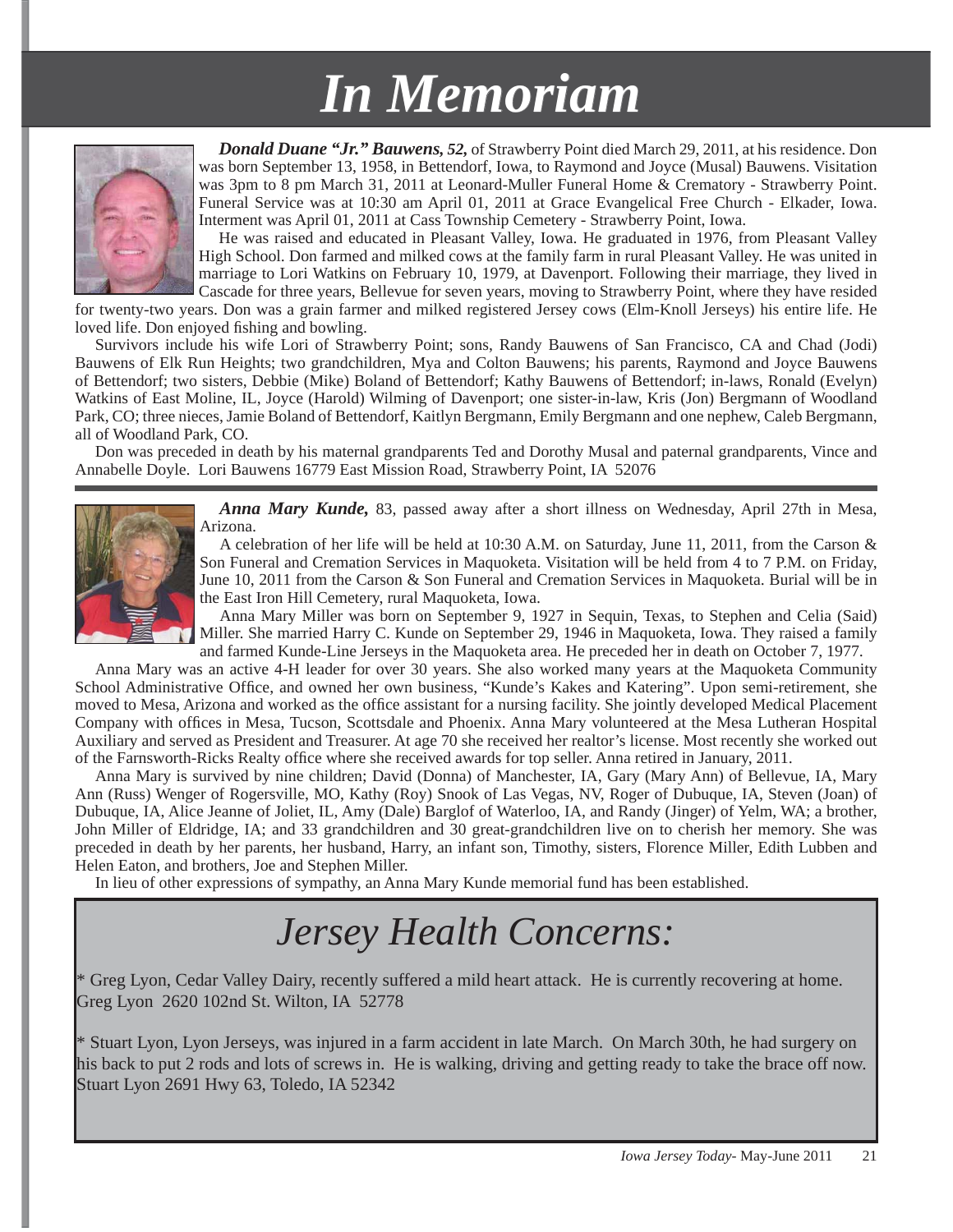# In Memoriam

***Donald Duane "Jr." Bauwens, 52,*** of Strawberry Point died March 29, 2011, at his residence. Don was born September 13, 1958, in Bettendorf, Iowa, to Raymond and Joyce (Musal) Bauwens. Visitation was 3pm to 8 pm March 31, 2011 at Leonard-Muller Funeral Home & Crematory - Strawberry Point. Funeral Service was at 10:30 am April 01, 2011 at Grace Evangelical Free Church - Elkader, Iowa. Interment was April 01, 2011 at Cass Township Cemetery - Strawberry Point, Iowa.

He was raised and educated in Pleasant Valley, Iowa. He graduated in 1976, from Pleasant Valley High School. Don farmed and milked cows at the family farm in rural Pleasant Valley. He was united in marriage to Lori Watkins on February 10, 1979, at Davenport. Following their marriage, they lived in Cascade for three years, Bellevue for seven years, moving to Strawberry Point, where they have resided for twenty-two years. Don was a grain farmer and milked registered Jersey cows (Elm-Knoll Jerseys) his entire life. He loved life. Don enjoyed fishing and bowling.

Survivors include his wife Lori of Strawberry Point; sons, Randy Bauwens of San Francisco, CA and Chad (Jodi) Bauwens of Elk Run Heights; two grandchildren, Mya and Colton Bauwens; his parents, Raymond and Joyce Bauwens of Bettendorf; two sisters, Debbie (Mike) Boland of Bettendorf; Kathy Bauwens of Bettendorf; in-laws, Ronald (Evelyn) Watkins of East Moline, IL, Joyce (Harold) Wilming of Davenport; one sister-in-law, Kris (Jon) Bergmann of Woodland Park, CO; three nieces, Jamie Boland of Bettendorf, Kaitlyn Bergmann, Emily Bergmann and one nephew, Caleb Bergmann, all of Woodland Park, CO.

Don was preceded in death by his maternal grandparents Ted and Dorothy Musal and paternal grandparents, Vince and Annabelle Doyle. Lori Bauwens 16779 East Mission Road, Strawberry Point, IA 52076

---

***Anna Mary Kunde,*** 83, passed away after a short illness on Wednesday, April 27th in Mesa, Arizona.

A celebration of her life will be held at 10:30 A.M. on Saturday, June 11, 2011, from the Carson & Son Funeral and Cremation Services in Maquoketa. Visitation will be held from 4 to 7 P.M. on Friday, June 10, 2011 from the Carson & Son Funeral and Cremation Services in Maquoketa. Burial will be in the East Iron Hill Cemetery, rural Maquoketa, Iowa.

Anna Mary Miller was born on September 9, 1927 in Sequin, Texas, to Stephen and Celia (Said) Miller. She married Harry C. Kunde on September 29, 1946 in Maquoketa, Iowa. They raised a family and farmed Kunde-Line Jerseys in the Maquoketa area. He preceded her in death on October 7, 1977.

Anna Mary was an active 4-H leader for over 30 years. She also worked many years at the Maquoketa Community School Administrative Office, and owned her own business, "Kunde's Kakes and Katering". Upon semi-retirement, she moved to Mesa, Arizona and worked as the office assistant for a nursing facility. She jointly developed Medical Placement Company with offices in Mesa, Tucson, Scottsdale and Phoenix. Anna Mary volunteered at the Mesa Lutheran Hospital Auxiliary and served as President and Treasurer. At age 70 she received her realtor's license. Most recently she worked out of the Farnsworth-Ricks Realty office where she received awards for top seller. Anna retired in January, 2011.

Anna Mary is survived by nine children; David (Donna) of Manchester, IA, Gary (Mary Ann) of Bellevue, IA, Mary Ann (Russ) Wenger of Rogersville, MO, Kathy (Roy) Snook of Las Vegas, NV, Roger of Dubuque, IA, Steven (Joan) of Dubuque, IA, Alice Jeanne of Joliet, IL, Amy (Dale) Barglof of Waterloo, IA, and Randy (Jinger) of Yelm, WA; a brother, John Miller of Eldridge, IA; and 33 grandchildren and 30 great-grandchildren live on to cherish her memory. She was preceded in death by her parents, her husband, Harry, an infant son, Timothy, sisters, Florence Miller, Edith Lubben and Helen Eaton, and brothers, Joe and Stephen Miller.

In lieu of other expressions of sympathy, an Anna Mary Kunde memorial fund has been established.

---

## *Jersey Health Concerns:*

* Greg Lyon, Cedar Valley Dairy, recently suffered a mild heart attack. He is currently recovering at home. Greg Lyon 2620 102nd St. Wilton, IA 52778

* Stuart Lyon, Lyon Jerseys, was injured in a farm accident in late March. On March 30th, he had surgery on his back to put 2 rods and lots of screws in. He is walking, driving and getting ready to take the brace off now. Stuart Lyon 2691 Hwy 63, Toledo, IA 52342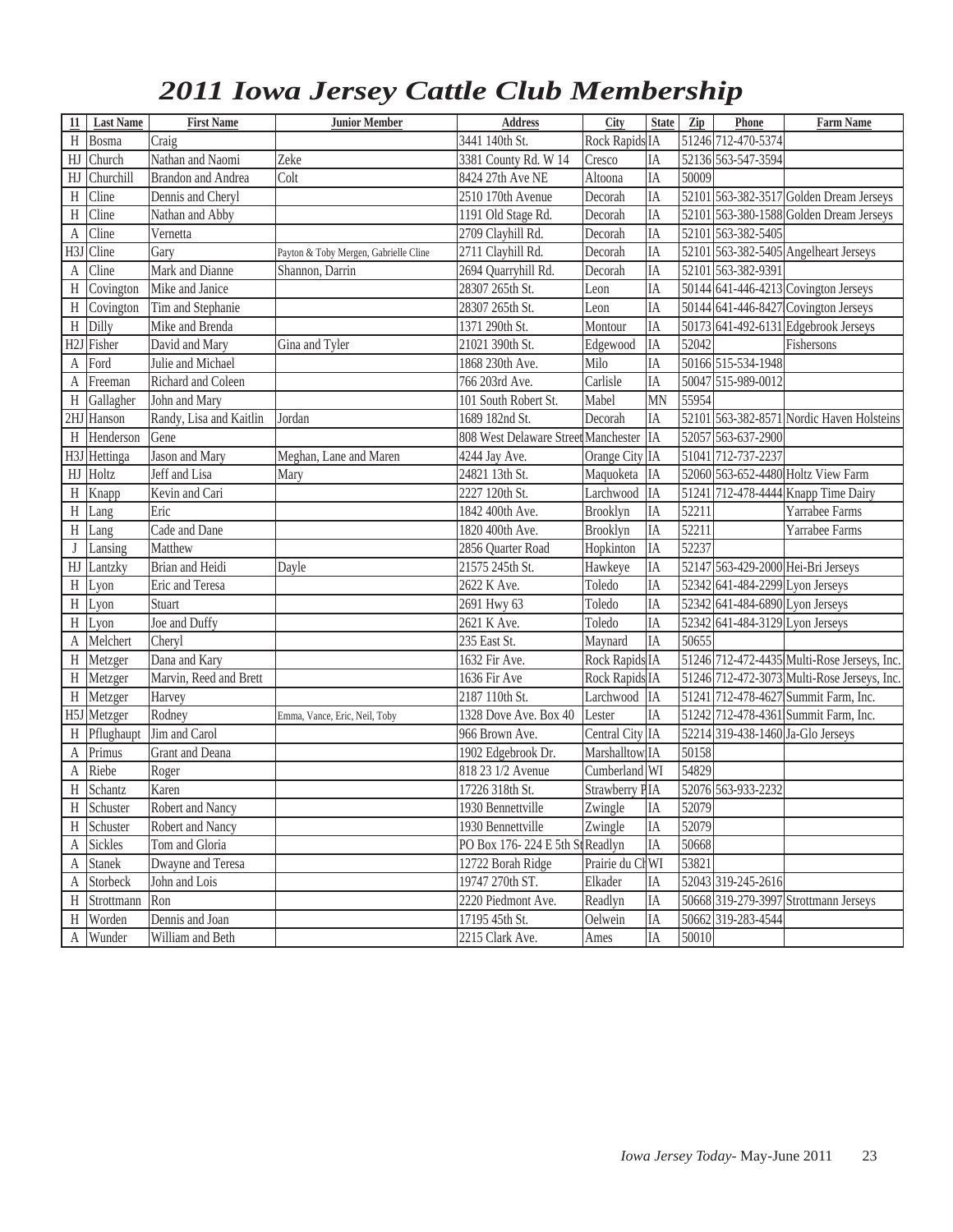# 2011 Iowa Jersey Cattle Club Membership

| 11 | Last Name | First Name | Junior Member | Address | City | State | Zip | Phone | Farm Name |
|---|---|---|---|---|---|---|---|---|---|
| H | Bosma | Craig | | 3441 140th St. | Rock Rapids | IA | 51246 | 712-470-5374 | |
| HJ | Church | Nathan and Naomi | Zeke | 3381 County Rd. W 14 | Cresco | IA | 52136 | 563-547-3594 | |
| HJ | Churchill | Brandon and Andrea | Colt | 8424 27th Ave NE | Altoona | IA | 50009 | | |
| H | Cline | Dennis and Cheryl | | 2510 170th Avenue | Decorah | IA | 52101 | 563-382-3517 | Golden Dream Jerseys |
| H | Cline | Nathan and Abby | | 1191 Old Stage Rd. | Decorah | IA | 52101 | 563-380-1588 | Golden Dream Jerseys |
| A | Cline | Vernetta | | 2709 Clayhill Rd. | Decorah | IA | 52101 | 563-382-5405 | |
| H3J | Cline | Gary | Payton & Toby Mergen, Gabrielle Cline | 2711 Clayhill Rd. | Decorah | IA | 52101 | 563-382-5405 | Angelheart Jerseys |
| A | Cline | Mark and Dianne | Shannon, Darrin | 2694 Quarryhill Rd. | Decorah | IA | 52101 | 563-382-9391 | |
| H | Covington | Mike and Janice | | 28307 265th St. | Leon | IA | 50144 | 641-446-4213 | Covington Jerseys |
| H | Covington | Tim and Stephanie | | 28307 265th St. | Leon | IA | 50144 | 641-446-8427 | Covington Jerseys |
| H | Dilly | Mike and Brenda | | 1371 290th St. | Montour | IA | 50173 | 641-492-6131 | Edgebrook Jerseys |
| H2J | Fisher | David and Mary | Gina and Tyler | 21021 390th St. | Edgewood | IA | 52042 | | Fishersons |
| A | Ford | Julie and Michael | | 1868 230th Ave. | Milo | IA | 50166 | 515-534-1948 | |
| A | Freeman | Richard and Coleen | | 766 203rd Ave. | Carlisle | IA | 50047 | 515-989-0012 | |
| H | Gallagher | John and Mary | | 101 South Robert St. | Mabel | MN | 55954 | | |
| 2HJ | Hanson | Randy, Lisa and Kaitlin | Jordan | 1689 182nd St. | Decorah | IA | 52101 | 563-382-8571 | Nordic Haven Holsteins |
| H | Henderson | Gene | | 808 West Delaware Street | Manchester | IA | 52057 | 563-637-2900 | |
| H3J | Hettinga | Jason and Mary | Meghan, Lane and Maren | 4244 Jay Ave. | Orange City | IA | 51041 | 712-737-2237 | |
| HJ | Holtz | Jeff and Lisa | Mary | 24821 13th St. | Maquoketa | IA | 52060 | 563-652-4480 | Holtz View Farm |
| H | Knapp | Kevin and Cari | | 2227 120th St. | Larchwood | IA | 51241 | 712-478-4444 | Knapp Time Dairy |
| H | Lang | Eric | | 1842 400th Ave. | Brooklyn | IA | 52211 | | Yarrabee Farms |
| H | Lang | Cade and Dane | | 1820 400th Ave. | Brooklyn | IA | 52211 | | Yarrabee Farms |
| J | Lansing | Matthew | | 2856 Quarter Road | Hopkinton | IA | 52237 | | |
| HJ | Lantzky | Brian and Heidi | Dayle | 21575 245th St. | Hawkeye | IA | 52147 | 563-429-2000 | Hei-Bri Jerseys |
| H | Lyon | Eric and Teresa | | 2622 K Ave. | Toledo | IA | 52342 | 641-484-2299 | Lyon Jerseys |
| H | Lyon | Stuart | | 2691 Hwy 63 | Toledo | IA | 52342 | 641-484-6890 | Lyon Jerseys |
| H | Lyon | Joe and Duffy | | 2621 K Ave. | Toledo | IA | 52342 | 641-484-3129 | Lyon Jerseys |
| A | Melchert | Cheryl | | 235 East St. | Maynard | IA | 50655 | | |
| H | Metzger | Dana and Kary | | 1632 Fir Ave. | Rock Rapids | IA | 51246 | 712-472-4435 | Multi-Rose Jerseys, Inc. |
| H | Metzger | Marvin, Reed and Brett | | 1636 Fir Ave | Rock Rapids | IA | 51246 | 712-472-3073 | Multi-Rose Jerseys, Inc. |
| H | Metzger | Harvey | | 2187 110th St. | Larchwood | IA | 51241 | 712-478-4627 | Summit Farm, Inc. |
| H5J | Metzger | Rodney | Emma, Vance, Eric, Neil, Toby | 1328 Dove Ave. Box 40 | Lester | IA | 51242 | 712-478-4361 | Summit Farm, Inc. |
| H | Pflughaupt | Jim and Carol | | 966 Brown Ave. | Central City | IA | 52214 | 319-438-1460 | Ja-Glo Jerseys |
| A | Primus | Grant and Deana | | 1902 Edgebrook Dr. | Marshalltow | IA | 50158 | | |
| A | Riebe | Roger | | 818 23 1/2 Avenue | Cumberland | WI | 54829 | | |
| H | Schantz | Karen | | 17226 318th St. | Strawberry P | IA | 52076 | 563-933-2232 | |
| H | Schuster | Robert and Nancy | | 1930 Bennettville | Zwingle | IA | 52079 | | |
| H | Schuster | Robert and Nancy | | 1930 Bennettville | Zwingle | IA | 52079 | | |
| A | Sickles | Tom and Gloria | | PO Box 176- 224 E 5th St | Readlyn | IA | 50668 | | |
| A | Stanek | Dwayne and Teresa | | 12722 Borah Ridge | Prairie du Ch | WI | 53821 | | |
| A | Storbeck | John and Lois | | 19747 270th ST. | Elkader | IA | 52043 | 319-245-2616 | |
| H | Strottmann | Ron | | 2220 Piedmont Ave. | Readlyn | IA | 50668 | 319-279-3997 | Strottmann Jerseys |
| H | Worden | Dennis and Joan | | 17195 45th St. | Oelwein | IA | 50662 | 319-283-4544 | |
| A | Wunder | William and Beth | | 2215 Clark Ave. | Ames | IA | 50010 | | |